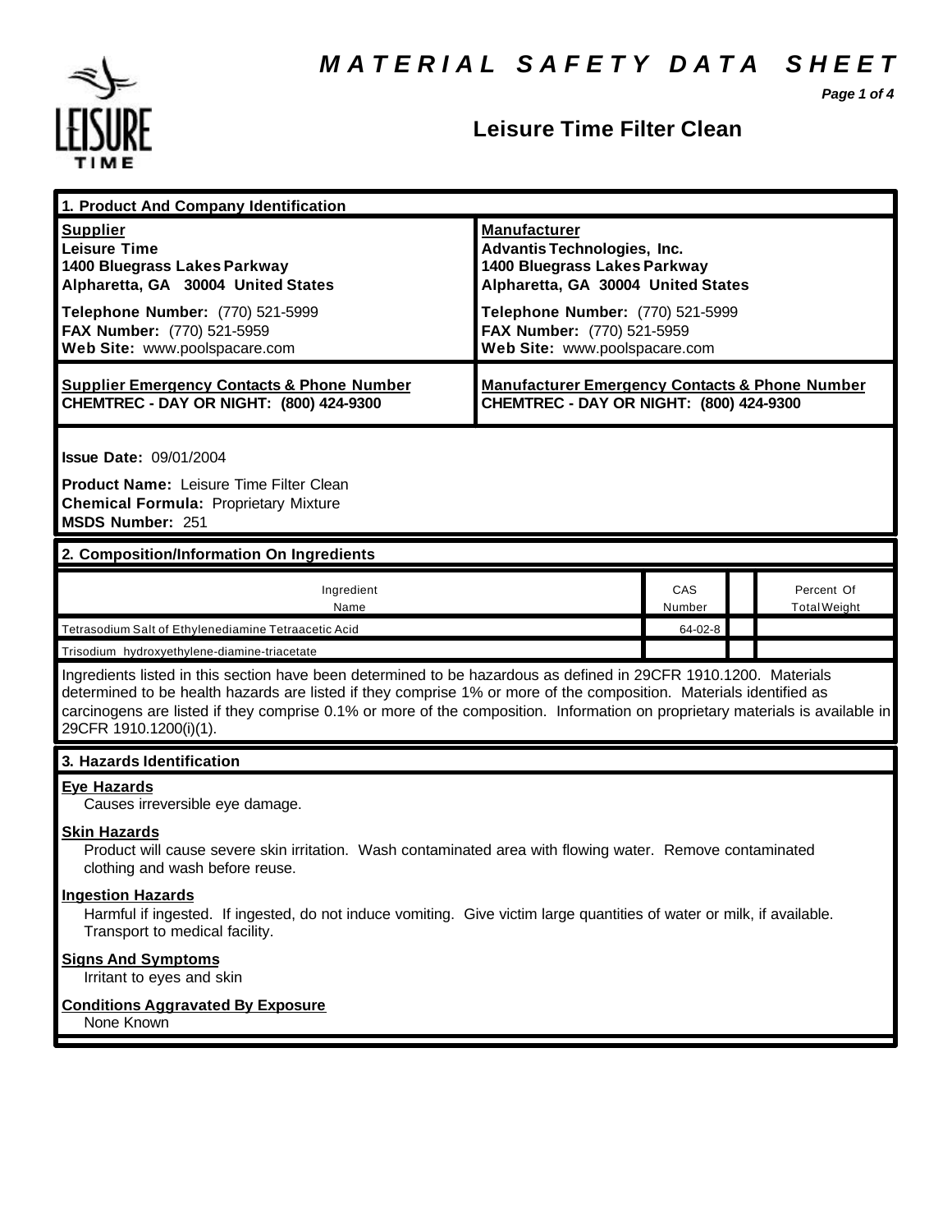# MATERIAL SAFETY DATA SHEET

## Leisure Time Filter Clean

### 1. Product And Company Identification

| Supplier | Manufacturer |
|---|---|
| **Leisure Time** | **Advantis Technologies, Inc.** |
| **1400 Bluegrass Lakes Parkway** | **1400 Bluegrass Lakes Parkway** |
| **Alpharetta, GA 30004 United States** | **Alpharetta, GA 30004 United States** |
| **Telephone Number:** (770) 521-5999 | **Telephone Number:** (770) 521-5999 |
| **FAX Number:** (770) 521-5959 | **FAX Number:** (770) 521-5959 |
| **Web Site:** www.poolspacare.com | **Web Site:** www.poolspacare.com |
| **Supplier Emergency Contacts & Phone Number** | **Manufacturer Emergency Contacts & Phone Number** |
| **CHEMTREC - DAY OR NIGHT: (800) 424-9300** | **CHEMTREC - DAY OR NIGHT: (800) 424-9300** |

**Issue Date:** 09/01/2004

**Product Name:** Leisure Time Filter Clean
**Chemical Formula:** Proprietary Mixture
**MSDS Number:** 251

### 2. Composition/Information On Ingredients

| Ingredient Name | CAS Number | | Percent Of Total Weight |
|---|---|---|---|
| Tetrasodium Salt of Ethylenediamine Tetraacetic Acid | 64-02-8 | | |
| Trisodium hydroxyethylene-diamine-triacetate | | | |

Ingredients listed in this section have been determined to be hazardous as defined in 29CFR 1910.1200. Materials determined to be health hazards are listed if they comprise 1% or more of the composition. Materials identified as carcinogens are listed if they comprise 0.1% or more of the composition. Information on proprietary materials is available in 29CFR 1910.1200(i)(1).

### 3. Hazards Identification

**Eye Hazards**
Causes irreversible eye damage.

**Skin Hazards**
Product will cause severe skin irritation. Wash contaminated area with flowing water. Remove contaminated clothing and wash before reuse.

**Ingestion Hazards**
Harmful if ingested. If ingested, do not induce vomiting. Give victim large quantities of water or milk, if available. Transport to medical facility.

**Signs And Symptoms**
Irritant to eyes and skin

**Conditions Aggravated By Exposure**
None Known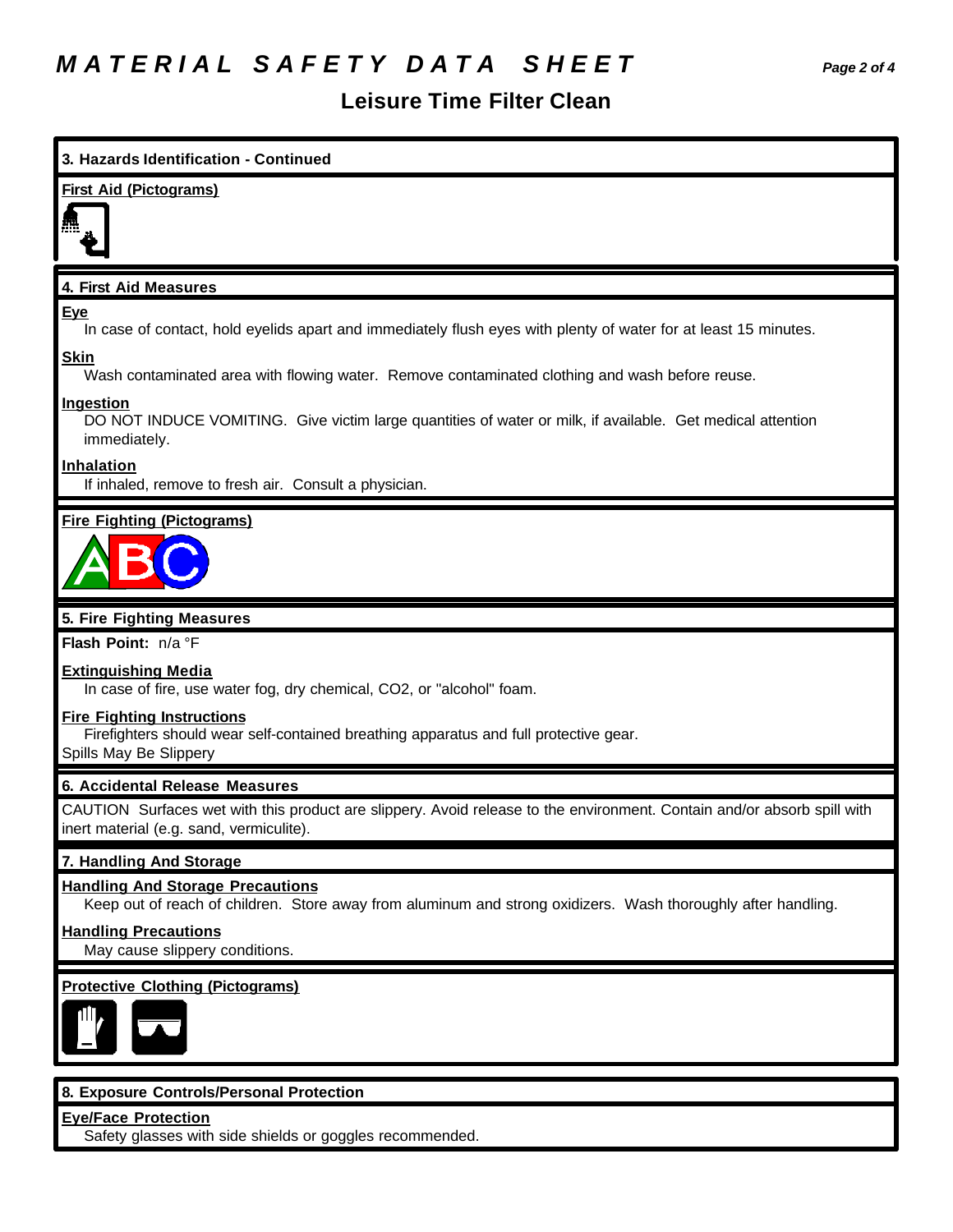# MATERIAL SAFETY DATA SHEET

## Leisure Time Filter Clean

### 3. Hazards Identification - Continued

**First Aid (Pictograms)**

### 4. First Aid Measures

**Eye**

In case of contact, hold eyelids apart and immediately flush eyes with plenty of water for at least 15 minutes.

**Skin**

Wash contaminated area with flowing water. Remove contaminated clothing and wash before reuse.

**Ingestion**

DO NOT INDUCE VOMITING. Give victim large quantities of water or milk, if available. Get medical attention immediately.

**Inhalation**

If inhaled, remove to fresh air. Consult a physician.

**Fire Fighting (Pictograms)**

### 5. Fire Fighting Measures

**Flash Point:** n/a °F

**Extinguishing Media**

In case of fire, use water fog, dry chemical, $CO_2$, or "alcohol" foam.

**Fire Fighting Instructions**

Firefighters should wear self-contained breathing apparatus and full protective gear.

Spills May Be Slippery

### 6. Accidental Release Measures

CAUTION Surfaces wet with this product are slippery. Avoid release to the environment. Contain and/or absorb spill with inert material (e.g. sand, vermiculite).

### 7. Handling And Storage

**Handling And Storage Precautions**

Keep out of reach of children. Store away from aluminum and strong oxidizers. Wash thoroughly after handling.

**Handling Precautions**

May cause slippery conditions.

**Protective Clothing (Pictograms)**

### 8. Exposure Controls/Personal Protection

**Eye/Face Protection**

Safety glasses with side shields or goggles recommended.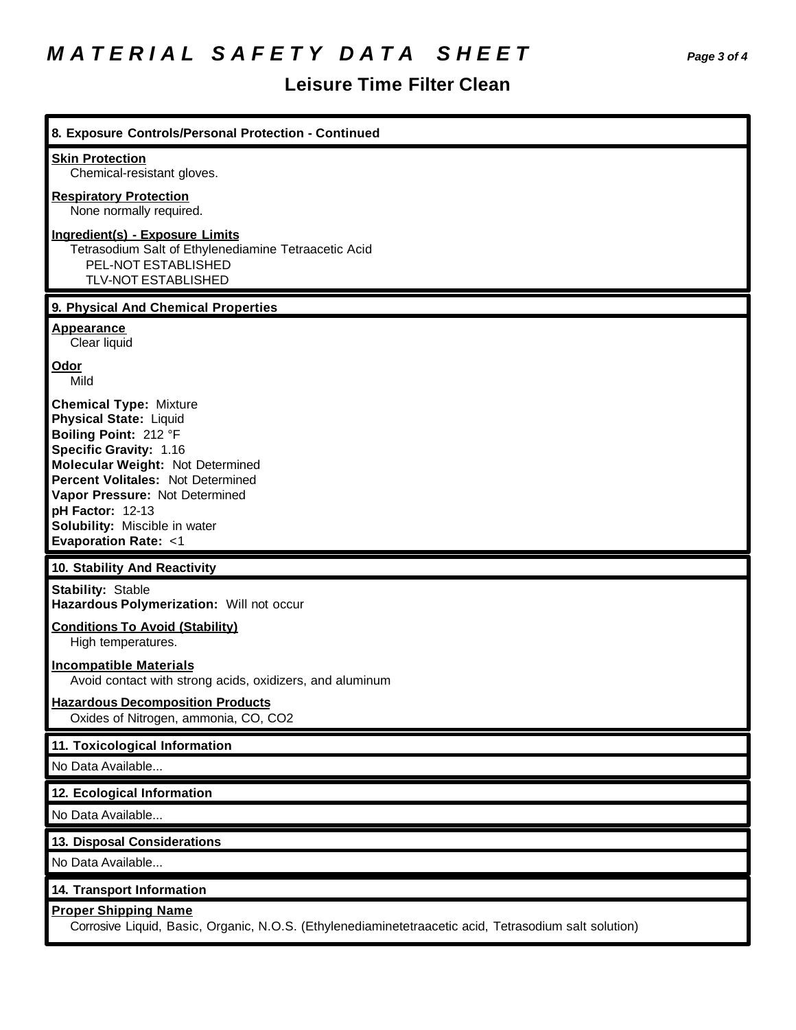# MATERIAL SAFETY DATA SHEET

## Leisure Time Filter Clean

### 8. Exposure Controls/Personal Protection - Continued

**Skin Protection**
Chemical-resistant gloves.

**Respiratory Protection**
None normally required.

**Ingredient(s) - Exposure Limits**
Tetrasodium Salt of Ethylenediamine Tetraacetic Acid
PEL-NOT ESTABLISHED
TLV-NOT ESTABLISHED

### 9. Physical And Chemical Properties

**Appearance**
Clear liquid

**Odor**
Mild

**Chemical Type:** Mixture
**Physical State:** Liquid
**Boiling Point:** 212 °F
**Specific Gravity:** 1.16
**Molecular Weight:** Not Determined
**Percent Volitales:** Not Determined
**Vapor Pressure:** Not Determined
**pH Factor:** 12-13
**Solubility:** Miscible in water
**Evaporation Rate:** <1

### 10. Stability And Reactivity

**Stability:** Stable
**Hazardous Polymerization:** Will not occur

**Conditions To Avoid (Stability)**
High temperatures.

**Incompatible Materials**
Avoid contact with strong acids, oxidizers, and aluminum

**Hazardous Decomposition Products**
Oxides of Nitrogen, ammonia, CO, $CO_2$

### 11. Toxicological Information

No Data Available...

### 12. Ecological Information

No Data Available...

### 13. Disposal Considerations

No Data Available...

### 14. Transport Information

**Proper Shipping Name**
Corrosive Liquid, Basic, Organic, N.O.S. (Ethylenediaminetetraacetic acid, Tetrasodium salt solution)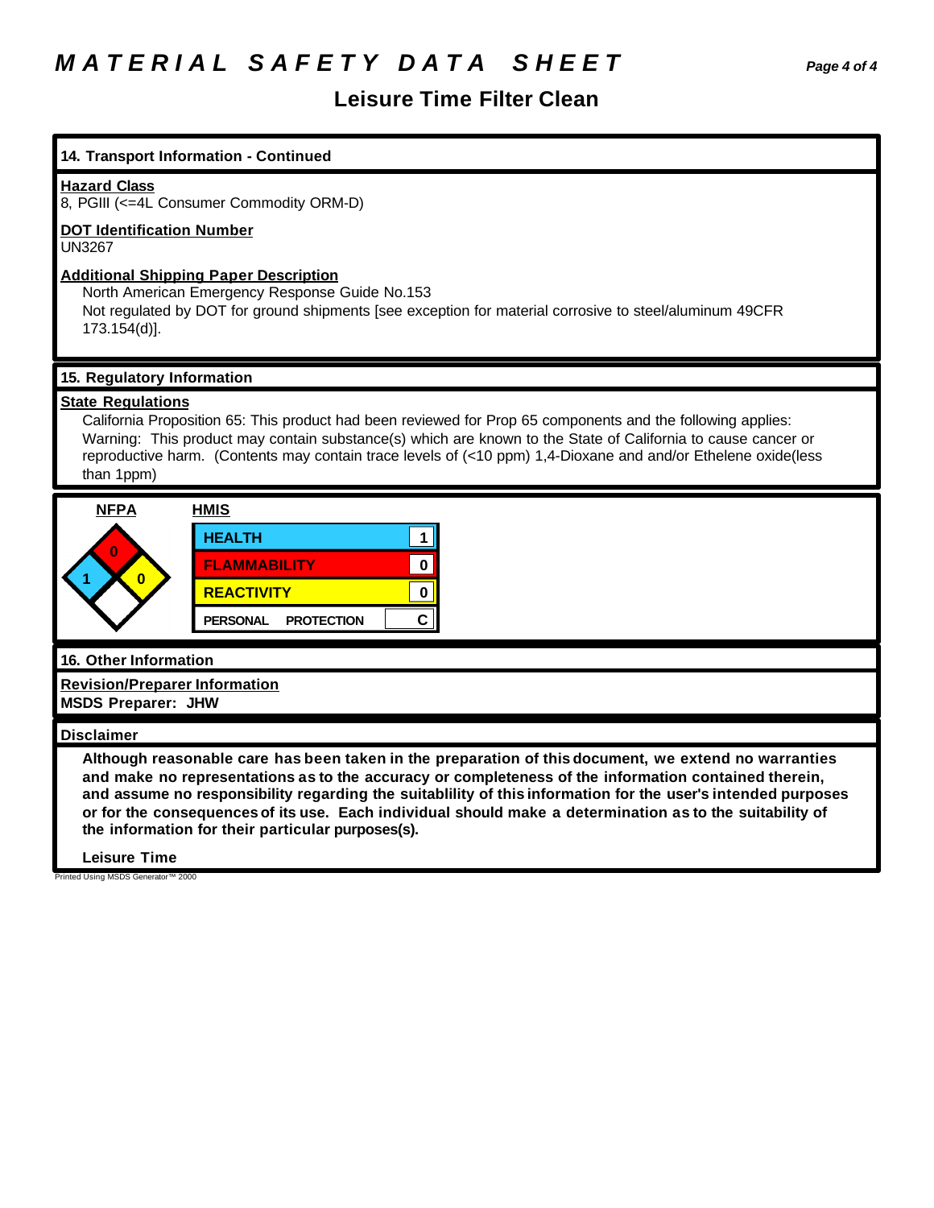# MATERIAL SAFETY DATA SHEET

## Leisure Time Filter Clean

### 14. Transport Information - Continued

**Hazard Class**
8, PGIII (<=4L Consumer Commodity ORM-D)

**DOT Identification Number**
UN3267

**Additional Shipping Paper Description**
North American Emergency Response Guide No.153
Not regulated by DOT for ground shipments [see exception for material corrosive to steel/aluminum 49CFR 173.154(d)].

### 15. Regulatory Information

**State Regulations**
California Proposition 65: This product had been reviewed for Prop 65 components and the following applies: Warning: This product may contain substance(s) which are known to the State of California to cause cancer or reproductive harm. (Contents may contain trace levels of (<10 ppm) 1,4-Dioxane and and/or Ethelene oxide(less than 1ppm)

**NFPA**

Flammability: 0
Health: 1
Reactivity: 0

**HMIS**

| | |
|---|---|
| HEALTH | 1 |
| FLAMMABILITY | 0 |
| REACTIVITY | 0 |
| PERSONAL PROTECTION | C |

### 16. Other Information

**Revision/Preparer Information**
**MSDS Preparer: JHW**

**Disclaimer**

**Although reasonable care has been taken in the preparation of this document, we extend no warranties and make no representations as to the accuracy or completeness of the information contained therein, and assume no responsibility regarding the suitablility of this information for the user's intended purposes or for the consequences of its use. Each individual should make a determination as to the suitability of the information for their particular purposes(s).**

**Leisure Time**

Printed Using MSDS Generator™ 2000